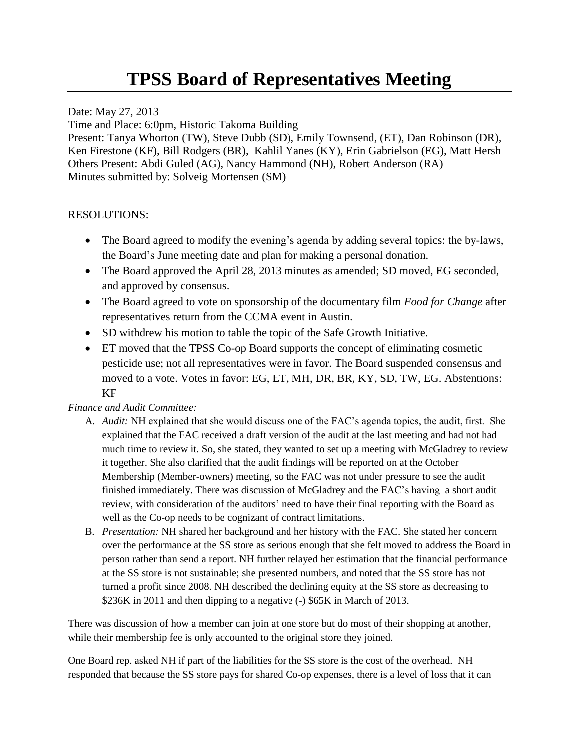# TPSS Board of Representatives Meeting

Date: May 27, 2013
Time and Place: 6:0pm, Historic Takoma Building
Present: Tanya Whorton (TW), Steve Dubb (SD), Emily Townsend, (ET), Dan Robinson (DR), Ken Firestone (KF), Bill Rodgers (BR), Kahlil Yanes (KY), Erin Gabrielson (EG), Matt Hersh
Others Present: Abdi Guled (AG), Nancy Hammond (NH), Robert Anderson (RA)
Minutes submitted by: Solveig Mortensen (SM)

RESOLUTIONS:

- The Board agreed to modify the evening's agenda by adding several topics: the by-laws, the Board's June meeting date and plan for making a personal donation.
- The Board approved the April 28, 2013 minutes as amended; SD moved, EG seconded, and approved by consensus.
- The Board agreed to vote on sponsorship of the documentary film *Food for Change* after representatives return from the CCMA event in Austin.
- SD withdrew his motion to table the topic of the Safe Growth Initiative.
- ET moved that the TPSS Co-op Board supports the concept of eliminating cosmetic pesticide use; not all representatives were in favor. The Board suspended consensus and moved to a vote. Votes in favor: EG, ET, MH, DR, BR, KY, SD, TW, EG. Abstentions: KF

*Finance and Audit Committee:*

A. *Audit:* NH explained that she would discuss one of the FAC's agenda topics, the audit, first. She explained that the FAC received a draft version of the audit at the last meeting and had not had much time to review it. So, she stated, they wanted to set up a meeting with McGladrey to review it together. She also clarified that the audit findings will be reported on at the October Membership (Member-owners) meeting, so the FAC was not under pressure to see the audit finished immediately. There was discussion of McGladrey and the FAC's having a short audit review, with consideration of the auditors' need to have their final reporting with the Board as well as the Co-op needs to be cognizant of contract limitations.

B. *Presentation:* NH shared her background and her history with the FAC. She stated her concern over the performance at the SS store as serious enough that she felt moved to address the Board in person rather than send a report. NH further relayed her estimation that the financial performance at the SS store is not sustainable; she presented numbers, and noted that the SS store has not turned a profit since 2008. NH described the declining equity at the SS store as decreasing to \$236K in 2011 and then dipping to a negative (-) \$65K in March of 2013.

There was discussion of how a member can join at one store but do most of their shopping at another, while their membership fee is only accounted to the original store they joined.

One Board rep. asked NH if part of the liabilities for the SS store is the cost of the overhead. NH responded that because the SS store pays for shared Co-op expenses, there is a level of loss that it can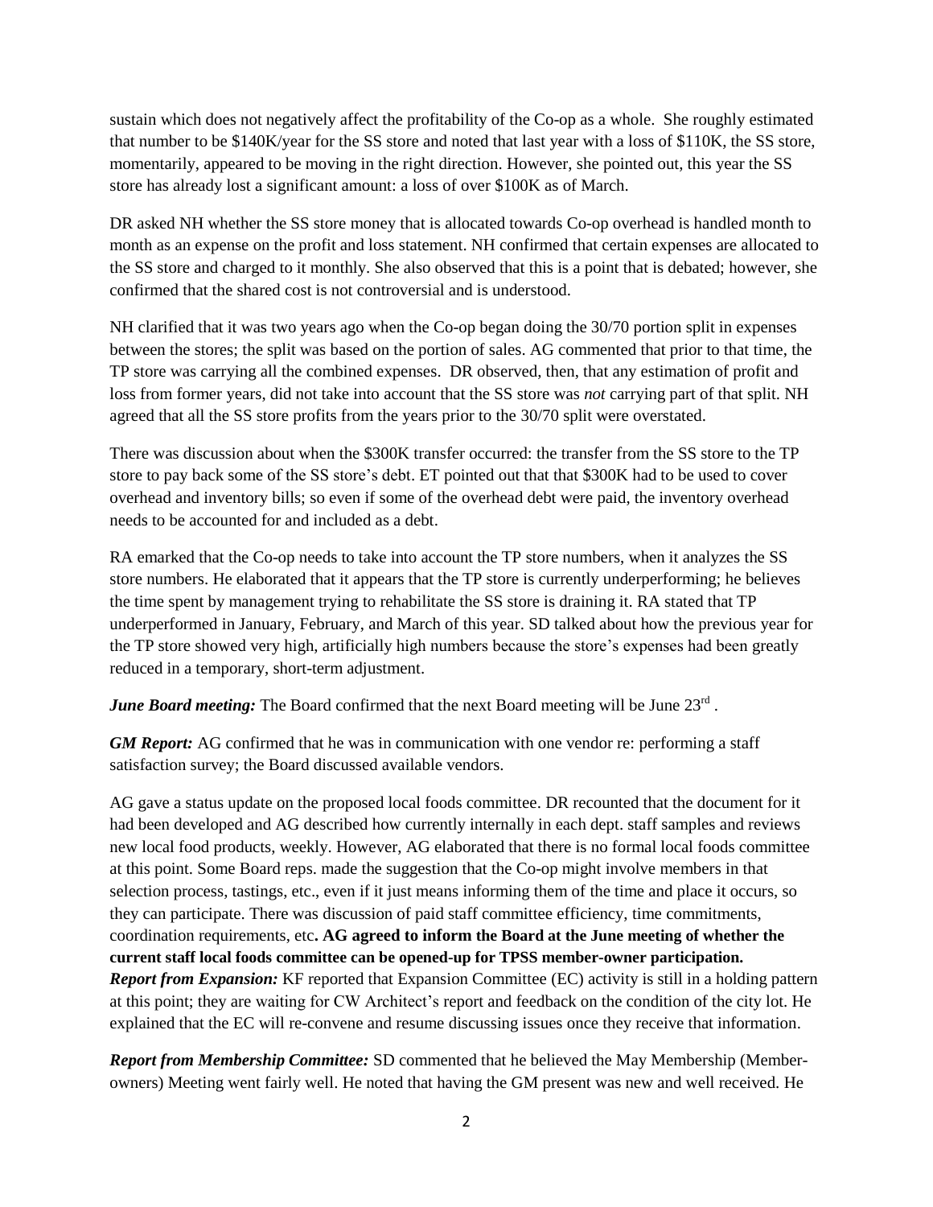sustain which does not negatively affect the profitability of the Co-op as a whole. She roughly estimated that number to be \$140K/year for the SS store and noted that last year with a loss of \$110K, the SS store, momentarily, appeared to be moving in the right direction. However, she pointed out, this year the SS store has already lost a significant amount: a loss of over \$100K as of March.

DR asked NH whether the SS store money that is allocated towards Co-op overhead is handled month to month as an expense on the profit and loss statement. NH confirmed that certain expenses are allocated to the SS store and charged to it monthly. She also observed that this is a point that is debated; however, she confirmed that the shared cost is not controversial and is understood.

NH clarified that it was two years ago when the Co-op began doing the 30/70 portion split in expenses between the stores; the split was based on the portion of sales. AG commented that prior to that time, the TP store was carrying all the combined expenses. DR observed, then, that any estimation of profit and loss from former years, did not take into account that the SS store was *not* carrying part of that split. NH agreed that all the SS store profits from the years prior to the 30/70 split were overstated.

There was discussion about when the \$300K transfer occurred: the transfer from the SS store to the TP store to pay back some of the SS store's debt. ET pointed out that that \$300K had to be used to cover overhead and inventory bills; so even if some of the overhead debt were paid, the inventory overhead needs to be accounted for and included as a debt.

RA emarked that the Co-op needs to take into account the TP store numbers, when it analyzes the SS store numbers. He elaborated that it appears that the TP store is currently underperforming; he believes the time spent by management trying to rehabilitate the SS store is draining it. RA stated that TP underperformed in January, February, and March of this year. SD talked about how the previous year for the TP store showed very high, artificially high numbers because the store's expenses had been greatly reduced in a temporary, short-term adjustment.

***June Board meeting:*** The Board confirmed that the next Board meeting will be June 23rd .

***GM Report:*** AG confirmed that he was in communication with one vendor re: performing a staff satisfaction survey; the Board discussed available vendors.

AG gave a status update on the proposed local foods committee. DR recounted that the document for it had been developed and AG described how currently internally in each dept. staff samples and reviews new local food products, weekly. However, AG elaborated that there is no formal local foods committee at this point. Some Board reps. made the suggestion that the Co-op might involve members in that selection process, tastings, etc., even if it just means informing them of the time and place it occurs, so they can participate. There was discussion of paid staff committee efficiency, time commitments, coordination requirements, etc**. AG agreed to inform the Board at the June meeting of whether the current staff local foods committee can be opened-up for TPSS member-owner participation.**

***Report from Expansion:*** KF reported that Expansion Committee (EC) activity is still in a holding pattern at this point; they are waiting for CW Architect's report and feedback on the condition of the city lot. He explained that the EC will re-convene and resume discussing issues once they receive that information.

***Report from Membership Committee:*** SD commented that he believed the May Membership (Member-owners) Meeting went fairly well. He noted that having the GM present was new and well received. He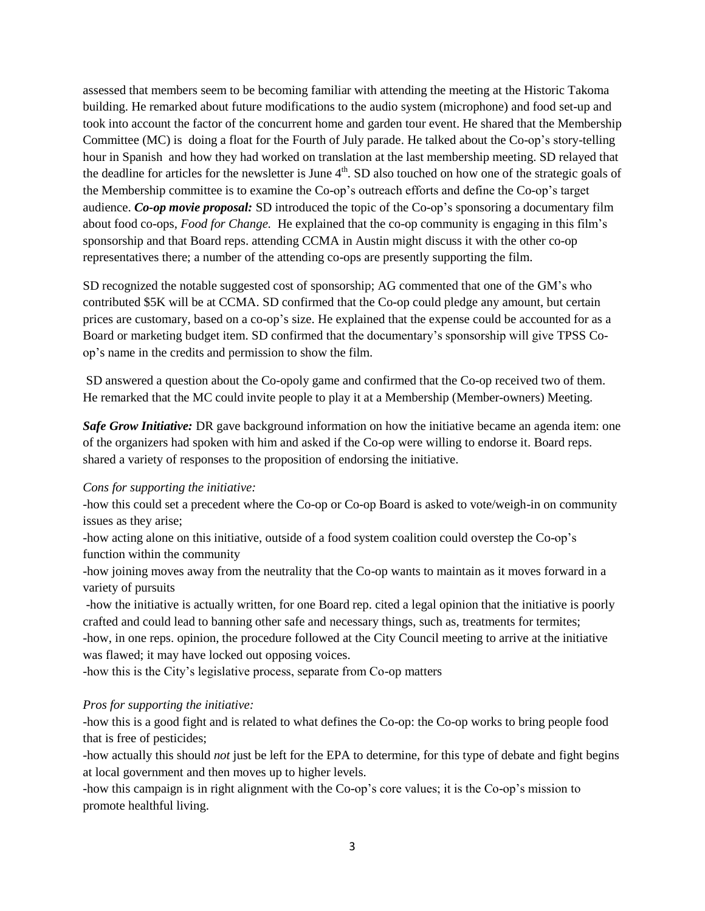assessed that members seem to be becoming familiar with attending the meeting at the Historic Takoma building. He remarked about future modifications to the audio system (microphone) and food set-up and took into account the factor of the concurrent home and garden tour event. He shared that the Membership Committee (MC) is doing a float for the Fourth of July parade. He talked about the Co-op's story-telling hour in Spanish and how they had worked on translation at the last membership meeting. SD relayed that the deadline for articles for the newsletter is June 4th. SD also touched on how one of the strategic goals of the Membership committee is to examine the Co-op's outreach efforts and define the Co-op's target audience. ***Co-op movie proposal:*** SD introduced the topic of the Co-op's sponsoring a documentary film about food co-ops, *Food for Change.* He explained that the co-op community is engaging in this film's sponsorship and that Board reps. attending CCMA in Austin might discuss it with the other co-op representatives there; a number of the attending co-ops are presently supporting the film.

SD recognized the notable suggested cost of sponsorship; AG commented that one of the GM's who contributed \$5K will be at CCMA. SD confirmed that the Co-op could pledge any amount, but certain prices are customary, based on a co-op's size. He explained that the expense could be accounted for as a Board or marketing budget item. SD confirmed that the documentary's sponsorship will give TPSS Co-op's name in the credits and permission to show the film.

SD answered a question about the Co-opoly game and confirmed that the Co-op received two of them. He remarked that the MC could invite people to play it at a Membership (Member-owners) Meeting.

***Safe Grow Initiative:*** DR gave background information on how the initiative became an agenda item: one of the organizers had spoken with him and asked if the Co-op were willing to endorse it. Board reps. shared a variety of responses to the proposition of endorsing the initiative.

*Cons for supporting the initiative:*

-how this could set a precedent where the Co-op or Co-op Board is asked to vote/weigh-in on community issues as they arise;

-how acting alone on this initiative, outside of a food system coalition could overstep the Co-op's function within the community

-how joining moves away from the neutrality that the Co-op wants to maintain as it moves forward in a variety of pursuits

-how the initiative is actually written, for one Board rep. cited a legal opinion that the initiative is poorly crafted and could lead to banning other safe and necessary things, such as, treatments for termites;

-how, in one reps. opinion, the procedure followed at the City Council meeting to arrive at the initiative was flawed; it may have locked out opposing voices.

-how this is the City's legislative process, separate from Co-op matters

*Pros for supporting the initiative:*

-how this is a good fight and is related to what defines the Co-op: the Co-op works to bring people food that is free of pesticides;

-how actually this should *not* just be left for the EPA to determine, for this type of debate and fight begins at local government and then moves up to higher levels.

-how this campaign is in right alignment with the Co-op's core values; it is the Co-op's mission to promote healthful living.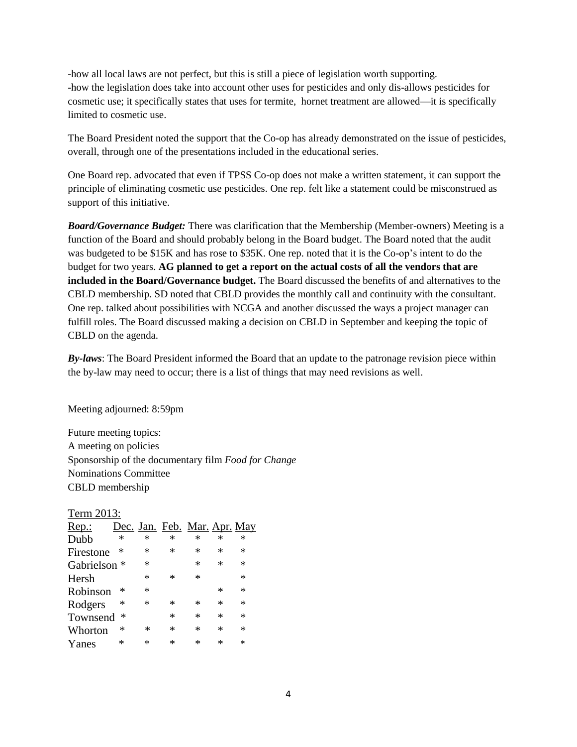-how all local laws are not perfect, but this is still a piece of legislation worth supporting.
-how the legislation does take into account other uses for pesticides and only dis-allows pesticides for cosmetic use; it specifically states that uses for termite, hornet treatment are allowed—it is specifically limited to cosmetic use.

The Board President noted the support that the Co-op has already demonstrated on the issue of pesticides, overall, through one of the presentations included in the educational series.

One Board rep. advocated that even if TPSS Co-op does not make a written statement, it can support the principle of eliminating cosmetic use pesticides. One rep. felt like a statement could be misconstrued as support of this initiative.

***Board/Governance Budget:*** There was clarification that the Membership (Member-owners) Meeting is a function of the Board and should probably belong in the Board budget. The Board noted that the audit was budgeted to be $15K and has rose to $35K. One rep. noted that it is the Co-op's intent to do the budget for two years. **AG planned to get a report on the actual costs of all the vendors that are included in the Board/Governance budget.** The Board discussed the benefits of and alternatives to the CBLD membership. SD noted that CBLD provides the monthly call and continuity with the consultant. One rep. talked about possibilities with NCGA and another discussed the ways a project manager can fulfill roles. The Board discussed making a decision on CBLD in September and keeping the topic of CBLD on the agenda.

***By-laws***: The Board President informed the Board that an update to the patronage revision piece within the by-law may need to occur; there is a list of things that may need revisions as well.

Meeting adjourned: 8:59pm

Future meeting topics:
A meeting on policies
Sponsorship of the documentary film *Food for Change*
Nominations Committee
CBLD membership

Term 2013:

| Rep.: | Dec. | Jan. | Feb. | Mar. | Apr. | May |
|---|---|---|---|---|---|---|
| Dubb | * | * | * | * | * | * |
| Firestone | * | * | * | * | * | * |
| Gabrielson | * | * | | * | * | * |
| Hersh | | * | * | * | | * |
| Robinson | * | * | | | * | * |
| Rodgers | * | * | * | * | * | * |
| Townsend | * | | * | * | * | * |
| Whorton | * | * | * | * | * | * |
| Yanes | * | * | * | * | * | * |